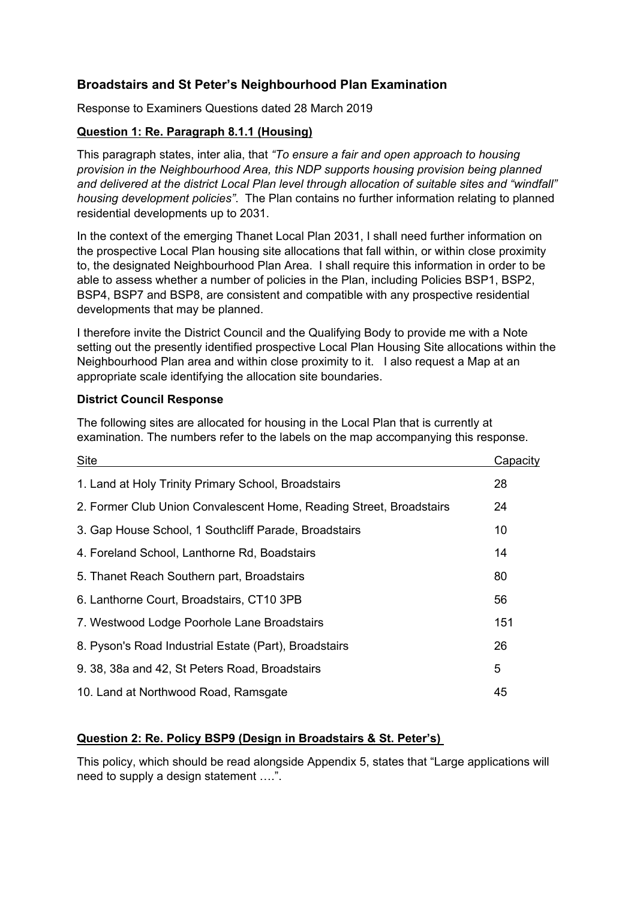## Broadstairs and St Peter's Neighbourhood Plan Examination

Response to Examiners Questions dated 28 March 2019

### Question 1: Re. Paragraph 8.1.1 (Housing)

This paragraph states, inter alia, that *"To ensure a fair and open approach to housing provision in the Neighbourhood Area, this NDP supports housing provision being planned and delivered at the district Local Plan level through allocation of suitable sites and "windfall" housing development policies"*. The Plan contains no further information relating to planned residential developments up to 2031.

In the context of the emerging Thanet Local Plan 2031, I shall need further information on the prospective Local Plan housing site allocations that fall within, or within close proximity to, the designated Neighbourhood Plan Area. I shall require this information in order to be able to assess whether a number of policies in the Plan, including Policies BSP1, BSP2, BSP4, BSP7 and BSP8, are consistent and compatible with any prospective residential developments that may be planned.

I therefore invite the District Council and the Qualifying Body to provide me with a Note setting out the presently identified prospective Local Plan Housing Site allocations within the Neighbourhood Plan area and within close proximity to it. I also request a Map at an appropriate scale identifying the allocation site boundaries.

**District Council Response**

The following sites are allocated for housing in the Local Plan that is currently at examination. The numbers refer to the labels on the map accompanying this response.

| Site | Capacity |
|---|---|
| 1. Land at Holy Trinity Primary School, Broadstairs | 28 |
| 2. Former Club Union Convalescent Home, Reading Street, Broadstairs | 24 |
| 3. Gap House School, 1 Southcliff Parade, Broadstairs | 10 |
| 4. Foreland School, Lanthorne Rd, Boadstairs | 14 |
| 5. Thanet Reach Southern part, Broadstairs | 80 |
| 6. Lanthorne Court, Broadstairs, CT10 3PB | 56 |
| 7. Westwood Lodge Poorhole Lane Broadstairs | 151 |
| 8. Pyson's Road Industrial Estate (Part), Broadstairs | 26 |
| 9. 38, 38a and 42, St Peters Road, Broadstairs | 5 |
| 10. Land at Northwood Road, Ramsgate | 45 |

### Question 2: Re. Policy BSP9 (Design in Broadstairs & St. Peter's)

This policy, which should be read alongside Appendix 5, states that "Large applications will need to supply a design statement ….".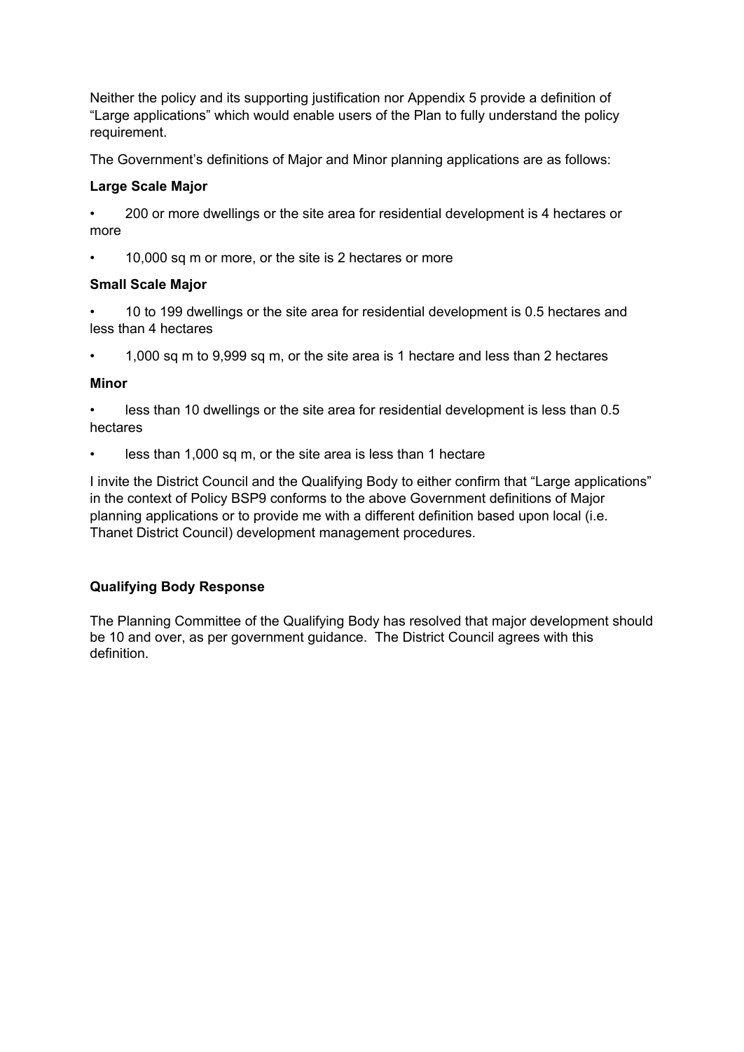Neither the policy and its supporting justification nor Appendix 5 provide a definition of "Large applications" which would enable users of the Plan to fully understand the policy requirement.

The Government's definitions of Major and Minor planning applications are as follows:

**Large Scale Major**

- 200 or more dwellings or the site area for residential development is 4 hectares or more
- 10,000 sq m or more, or the site is 2 hectares or more

**Small Scale Major**

- 10 to 199 dwellings or the site area for residential development is 0.5 hectares and less than 4 hectares
- 1,000 sq m to 9,999 sq m, or the site area is 1 hectare and less than 2 hectares

**Minor**

- less than 10 dwellings or the site area for residential development is less than 0.5 hectares
- less than 1,000 sq m, or the site area is less than 1 hectare

I invite the District Council and the Qualifying Body to either confirm that "Large applications" in the context of Policy BSP9 conforms to the above Government definitions of Major planning applications or to provide me with a different definition based upon local (i.e. Thanet District Council) development management procedures.

**Qualifying Body Response**

The Planning Committee of the Qualifying Body has resolved that major development should be 10 and over, as per government guidance. The District Council agrees with this definition.